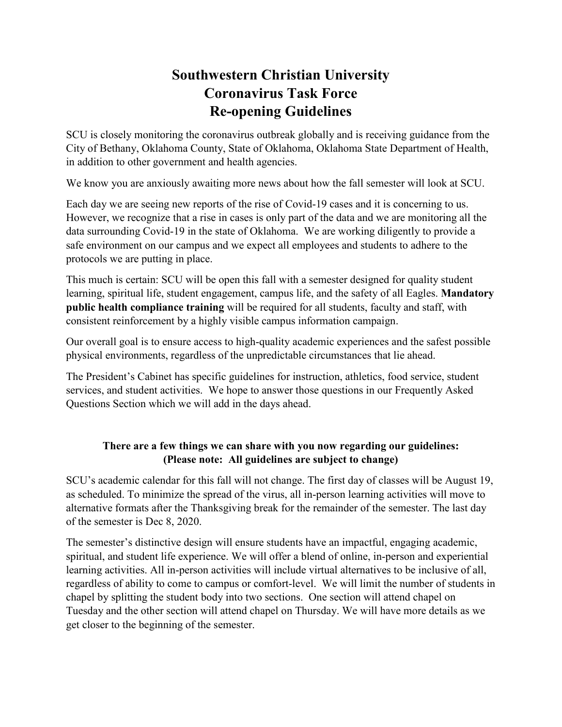# Southwestern Christian University
# Coronavirus Task Force
# Re-opening Guidelines

SCU is closely monitoring the coronavirus outbreak globally and is receiving guidance from the City of Bethany, Oklahoma County, State of Oklahoma, Oklahoma State Department of Health, in addition to other government and health agencies.

We know you are anxiously awaiting more news about how the fall semester will look at SCU.

Each day we are seeing new reports of the rise of Covid-19 cases and it is concerning to us. However, we recognize that a rise in cases is only part of the data and we are monitoring all the data surrounding Covid-19 in the state of Oklahoma. We are working diligently to provide a safe environment on our campus and we expect all employees and students to adhere to the protocols we are putting in place.

This much is certain: SCU will be open this fall with a semester designed for quality student learning, spiritual life, student engagement, campus life, and the safety of all Eagles. **Mandatory public health compliance training** will be required for all students, faculty and staff, with consistent reinforcement by a highly visible campus information campaign.

Our overall goal is to ensure access to high-quality academic experiences and the safest possible physical environments, regardless of the unpredictable circumstances that lie ahead.

The President's Cabinet has specific guidelines for instruction, athletics, food service, student services, and student activities. We hope to answer those questions in our Frequently Asked Questions Section which we will add in the days ahead.

**There are a few things we can share with you now regarding our guidelines:**
**(Please note: All guidelines are subject to change)**

SCU's academic calendar for this fall will not change. The first day of classes will be August 19, as scheduled. To minimize the spread of the virus, all in-person learning activities will move to alternative formats after the Thanksgiving break for the remainder of the semester. The last day of the semester is Dec 8, 2020.

The semester's distinctive design will ensure students have an impactful, engaging academic, spiritual, and student life experience. We will offer a blend of online, in-person and experiential learning activities. All in-person activities will include virtual alternatives to be inclusive of all, regardless of ability to come to campus or comfort-level. We will limit the number of students in chapel by splitting the student body into two sections. One section will attend chapel on Tuesday and the other section will attend chapel on Thursday. We will have more details as we get closer to the beginning of the semester.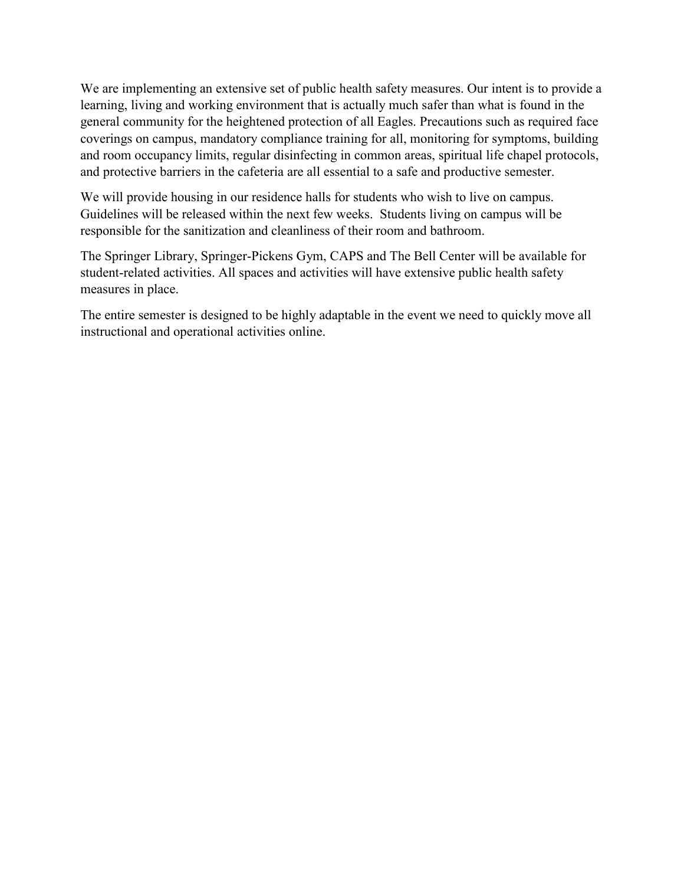We are implementing an extensive set of public health safety measures. Our intent is to provide a learning, living and working environment that is actually much safer than what is found in the general community for the heightened protection of all Eagles. Precautions such as required face coverings on campus, mandatory compliance training for all, monitoring for symptoms, building and room occupancy limits, regular disinfecting in common areas, spiritual life chapel protocols, and protective barriers in the cafeteria are all essential to a safe and productive semester.

We will provide housing in our residence halls for students who wish to live on campus. Guidelines will be released within the next few weeks. Students living on campus will be responsible for the sanitization and cleanliness of their room and bathroom.

The Springer Library, Springer-Pickens Gym, CAPS and The Bell Center will be available for student-related activities. All spaces and activities will have extensive public health safety measures in place.

The entire semester is designed to be highly adaptable in the event we need to quickly move all instructional and operational activities online.